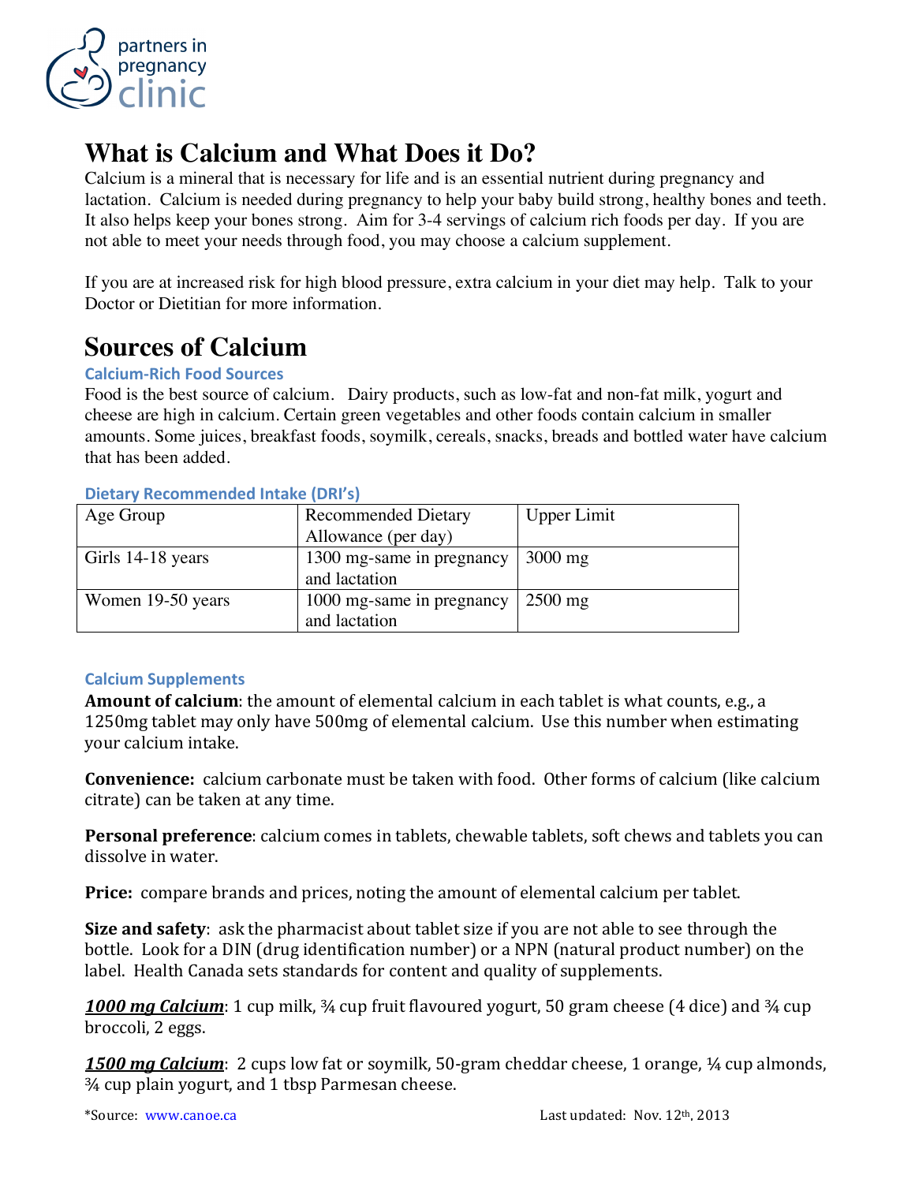# What is Calcium and What Does it Do?

Calcium is a mineral that is necessary for life and is an essential nutrient during pregnancy and lactation. Calcium is needed during pregnancy to help your baby build strong, healthy bones and teeth. It also helps keep your bones strong. Aim for 3-4 servings of calcium rich foods per day. If you are not able to meet your needs through food, you may choose a calcium supplement.

If you are at increased risk for high blood pressure, extra calcium in your diet may help. Talk to your Doctor or Dietitian for more information.

# Sources of Calcium

### Calcium-Rich Food Sources

Food is the best source of calcium. Dairy products, such as low-fat and non-fat milk, yogurt and cheese are high in calcium. Certain green vegetables and other foods contain calcium in smaller amounts. Some juices, breakfast foods, soymilk, cereals, snacks, breads and bottled water have calcium that has been added.

### Dietary Recommended Intake (DRI's)

| Age Group | Recommended Dietary Allowance (per day) | Upper Limit |
|---|---|---|
| Girls 14-18 years | 1300 mg-same in pregnancy and lactation | 3000 mg |
| Women 19-50 years | 1000 mg-same in pregnancy and lactation | 2500 mg |

### Calcium Supplements

**Amount of calcium**: the amount of elemental calcium in each tablet is what counts, e.g., a 1250mg tablet may only have 500mg of elemental calcium. Use this number when estimating your calcium intake.

**Convenience:** calcium carbonate must be taken with food. Other forms of calcium (like calcium citrate) can be taken at any time.

**Personal preference**: calcium comes in tablets, chewable tablets, soft chews and tablets you can dissolve in water.

**Price:** compare brands and prices, noting the amount of elemental calcium per tablet.

**Size and safety**: ask the pharmacist about tablet size if you are not able to see through the bottle. Look for a DIN (drug identification number) or a NPN (natural product number) on the label. Health Canada sets standards for content and quality of supplements.

***1000 mg Calcium***: 1 cup milk, ¾ cup fruit flavoured yogurt, 50 gram cheese (4 dice) and ¾ cup broccoli, 2 eggs.

***1500 mg Calcium***: 2 cups low fat or soymilk, 50-gram cheddar cheese, 1 orange, ¼ cup almonds, ¾ cup plain yogurt, and 1 tbsp Parmesan cheese.

*Source: www.canoe.ca

Last updated: Nov. 12th, 2013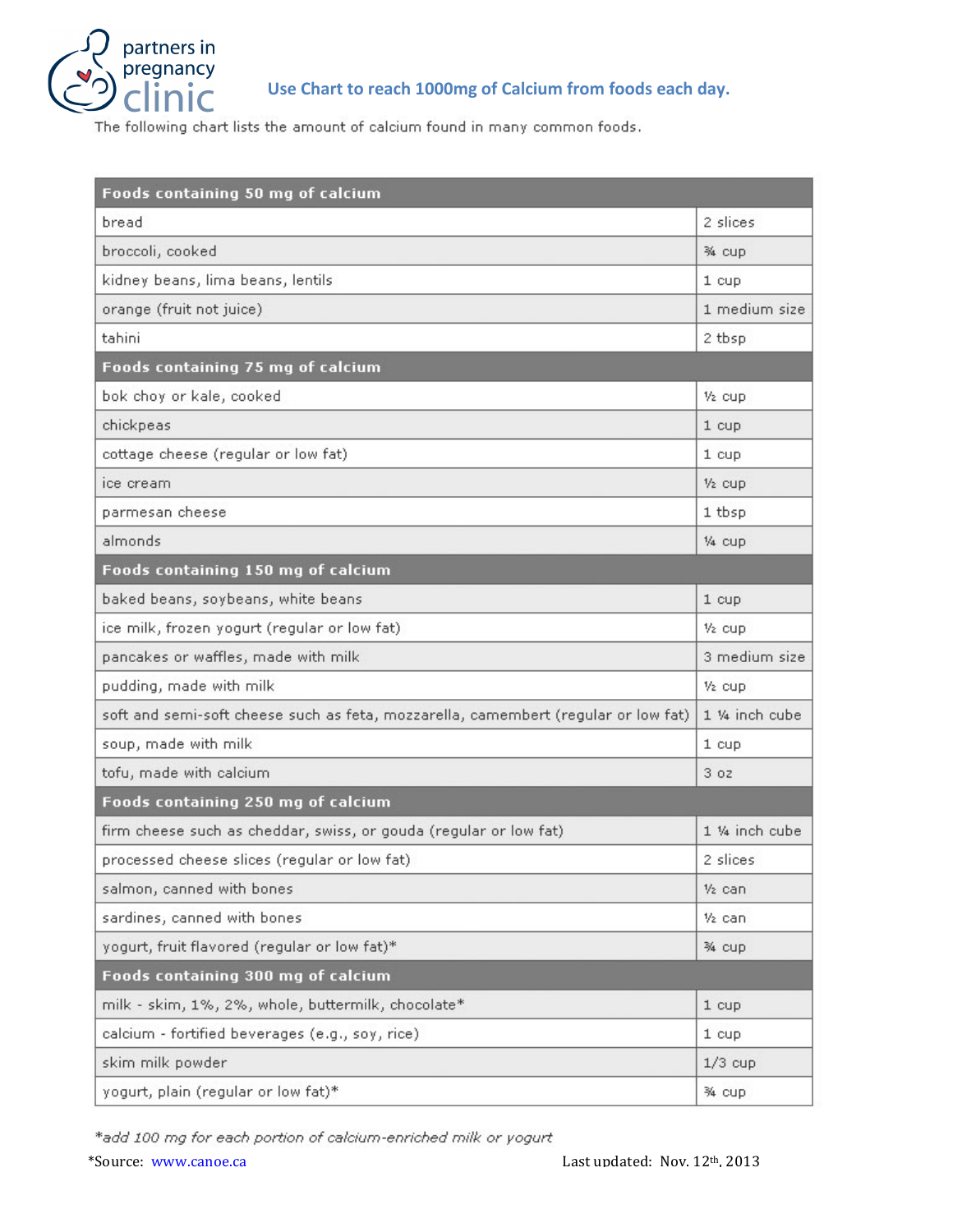partners in pregnancy clinic

**Use Chart to reach 1000mg of Calcium from foods each day.**

The following chart lists the amount of calcium found in many common foods.

| | |
|---|---|
| **Foods containing 50 mg of calcium** | |
| bread | 2 slices |
| broccoli, cooked | ¾ cup |
| kidney beans, lima beans, lentils | 1 cup |
| orange (fruit not juice) | 1 medium size |
| tahini | 2 tbsp |
| **Foods containing 75 mg of calcium** | |
| bok choy or kale, cooked | ½ cup |
| chickpeas | 1 cup |
| cottage cheese (regular or low fat) | 1 cup |
| ice cream | ½ cup |
| parmesan cheese | 1 tbsp |
| almonds | ¼ cup |
| **Foods containing 150 mg of calcium** | |
| baked beans, soybeans, white beans | 1 cup |
| ice milk, frozen yogurt (regular or low fat) | ½ cup |
| pancakes or waffles, made with milk | 3 medium size |
| pudding, made with milk | ½ cup |
| soft and semi-soft cheese such as feta, mozzarella, camembert (regular or low fat) | 1 ¼ inch cube |
| soup, made with milk | 1 cup |
| tofu, made with calcium | 3 oz |
| **Foods containing 250 mg of calcium** | |
| firm cheese such as cheddar, swiss, or gouda (regular or low fat) | 1 ¼ inch cube |
| processed cheese slices (regular or low fat) | 2 slices |
| salmon, canned with bones | ½ can |
| sardines, canned with bones | ½ can |
| yogurt, fruit flavored (regular or low fat)* | ¾ cup |
| **Foods containing 300 mg of calcium** | |
| milk - skim, 1%, 2%, whole, buttermilk, chocolate* | 1 cup |
| calcium - fortified beverages (e.g., soy, rice) | 1 cup |
| skim milk powder | 1/3 cup |
| yogurt, plain (regular or low fat)* | ¾ cup |

*add 100 mg for each portion of calcium-enriched milk or yogurt*

*Source: www.canoe.ca

Last updated: Nov. 12th, 2013